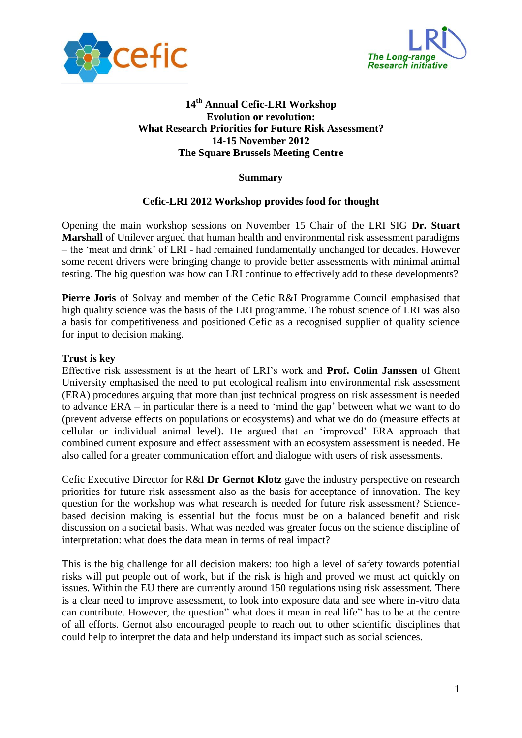# 14th Annual Cefic-LRI Workshop
# Evolution or revolution:
# What Research Priorities for Future Risk Assessment?
# 14-15 November 2012
# The Square Brussels Meeting Centre

## Summary

## Cefic-LRI 2012 Workshop provides food for thought

Opening the main workshop sessions on November 15 Chair of the LRI SIG **Dr. Stuart Marshall** of Unilever argued that human health and environmental risk assessment paradigms – the 'meat and drink' of LRI - had remained fundamentally unchanged for decades. However some recent drivers were bringing change to provide better assessments with minimal animal testing. The big question was how can LRI continue to effectively add to these developments?

**Pierre Joris** of Solvay and member of the Cefic R&I Programme Council emphasised that high quality science was the basis of the LRI programme. The robust science of LRI was also a basis for competitiveness and positioned Cefic as a recognised supplier of quality science for input to decision making.

### Trust is key

Effective risk assessment is at the heart of LRI's work and **Prof. Colin Janssen** of Ghent University emphasised the need to put ecological realism into environmental risk assessment (ERA) procedures arguing that more than just technical progress on risk assessment is needed to advance ERA – in particular there is a need to 'mind the gap' between what we want to do (prevent adverse effects on populations or ecosystems) and what we do do (measure effects at cellular or individual animal level). He argued that an 'improved' ERA approach that combined current exposure and effect assessment with an ecosystem assessment is needed. He also called for a greater communication effort and dialogue with users of risk assessments.

Cefic Executive Director for R&I **Dr Gernot Klotz** gave the industry perspective on research priorities for future risk assessment also as the basis for acceptance of innovation. The key question for the workshop was what research is needed for future risk assessment? Science-based decision making is essential but the focus must be on a balanced benefit and risk discussion on a societal basis. What was needed was greater focus on the science discipline of interpretation: what does the data mean in terms of real impact?

This is the big challenge for all decision makers: too high a level of safety towards potential risks will put people out of work, but if the risk is high and proved we must act quickly on issues. Within the EU there are currently around 150 regulations using risk assessment. There is a clear need to improve assessment, to look into exposure data and see where in-vitro data can contribute. However, the question" what does it mean in real life" has to be at the centre of all efforts. Gernot also encouraged people to reach out to other scientific disciplines that could help to interpret the data and help understand its impact such as social sciences.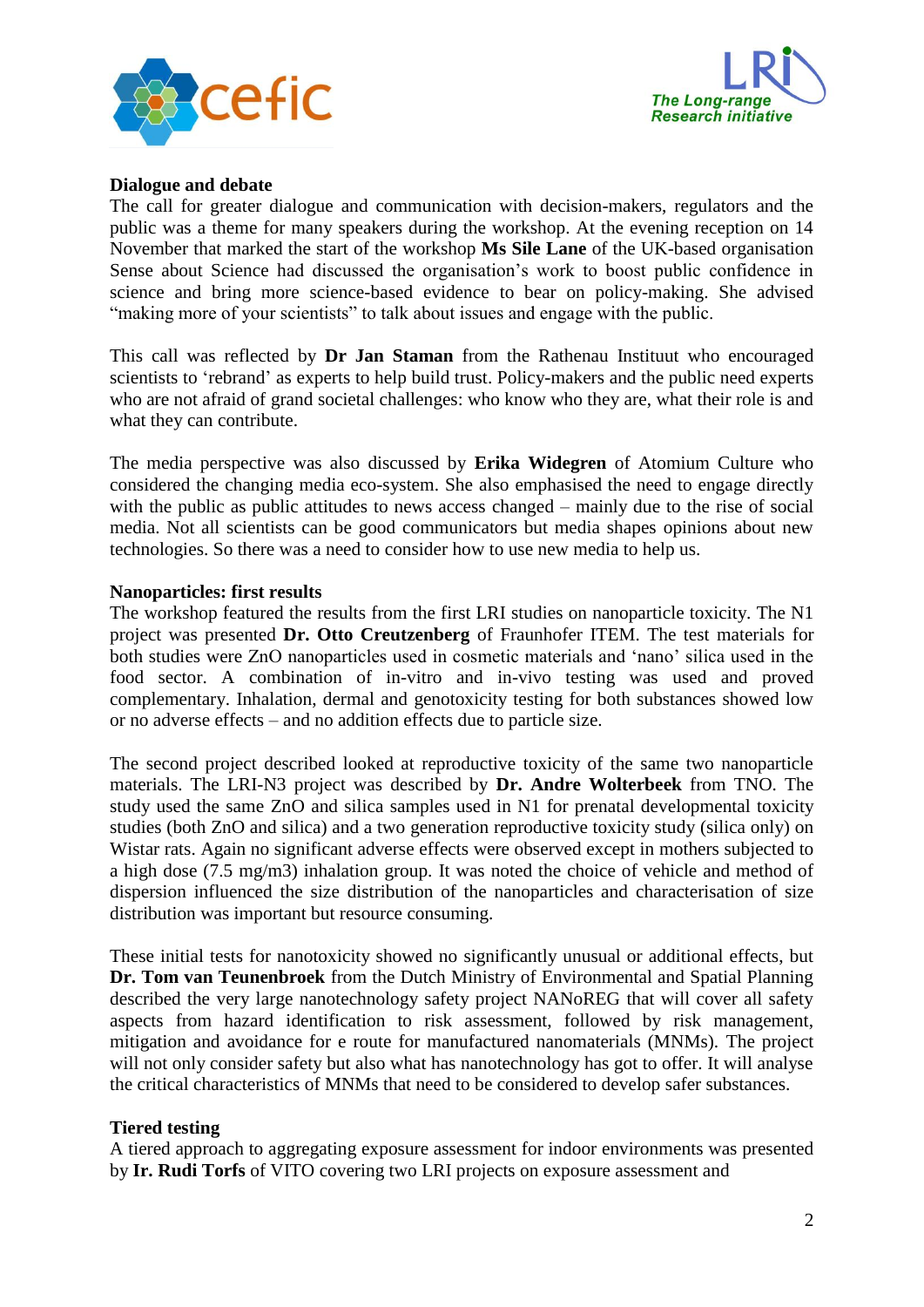**Dialogue and debate**

The call for greater dialogue and communication with decision-makers, regulators and the public was a theme for many speakers during the workshop. At the evening reception on 14 November that marked the start of the workshop **Ms Sile Lane** of the UK-based organisation Sense about Science had discussed the organisation's work to boost public confidence in science and bring more science-based evidence to bear on policy-making. She advised "making more of your scientists" to talk about issues and engage with the public.

This call was reflected by **Dr Jan Staman** from the Rathenau Instituut who encouraged scientists to 'rebrand' as experts to help build trust. Policy-makers and the public need experts who are not afraid of grand societal challenges: who know who they are, what their role is and what they can contribute.

The media perspective was also discussed by **Erika Widegren** of Atomium Culture who considered the changing media eco-system. She also emphasised the need to engage directly with the public as public attitudes to news access changed – mainly due to the rise of social media. Not all scientists can be good communicators but media shapes opinions about new technologies. So there was a need to consider how to use new media to help us.

**Nanoparticles: first results**

The workshop featured the results from the first LRI studies on nanoparticle toxicity. The N1 project was presented **Dr. Otto Creutzenberg** of Fraunhofer ITEM. The test materials for both studies were ZnO nanoparticles used in cosmetic materials and 'nano' silica used in the food sector. A combination of in-vitro and in-vivo testing was used and proved complementary. Inhalation, dermal and genotoxicity testing for both substances showed low or no adverse effects – and no addition effects due to particle size.

The second project described looked at reproductive toxicity of the same two nanoparticle materials. The LRI-N3 project was described by **Dr. Andre Wolterbeek** from TNO. The study used the same ZnO and silica samples used in N1 for prenatal developmental toxicity studies (both ZnO and silica) and a two generation reproductive toxicity study (silica only) on Wistar rats. Again no significant adverse effects were observed except in mothers subjected to a high dose (7.5 mg/m3) inhalation group. It was noted the choice of vehicle and method of dispersion influenced the size distribution of the nanoparticles and characterisation of size distribution was important but resource consuming.

These initial tests for nanotoxicity showed no significantly unusual or additional effects, but **Dr. Tom van Teunenbroek** from the Dutch Ministry of Environmental and Spatial Planning described the very large nanotechnology safety project NANoREG that will cover all safety aspects from hazard identification to risk assessment, followed by risk management, mitigation and avoidance for e route for manufactured nanomaterials (MNMs). The project will not only consider safety but also what has nanotechnology has got to offer. It will analyse the critical characteristics of MNMs that need to be considered to develop safer substances.

**Tiered testing**

A tiered approach to aggregating exposure assessment for indoor environments was presented by **Ir. Rudi Torfs** of VITO covering two LRI projects on exposure assessment and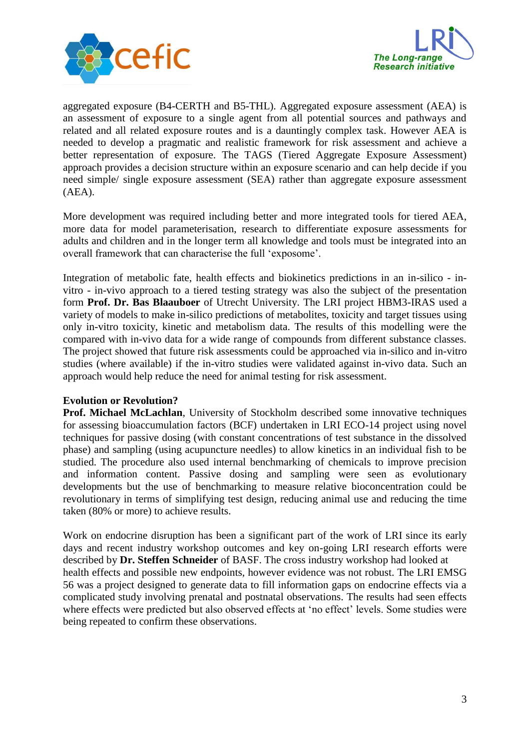aggregated exposure (B4-CERTH and B5-THL). Aggregated exposure assessment (AEA) is an assessment of exposure to a single agent from all potential sources and pathways and related and all related exposure routes and is a dauntingly complex task. However AEA is needed to develop a pragmatic and realistic framework for risk assessment and achieve a better representation of exposure. The TAGS (Tiered Aggregate Exposure Assessment) approach provides a decision structure within an exposure scenario and can help decide if you need simple/ single exposure assessment (SEA) rather than aggregate exposure assessment (AEA).

More development was required including better and more integrated tools for tiered AEA, more data for model parameterisation, research to differentiate exposure assessments for adults and children and in the longer term all knowledge and tools must be integrated into an overall framework that can characterise the full 'exposome'.

Integration of metabolic fate, health effects and biokinetics predictions in an in-silico - in-vitro - in-vivo approach to a tiered testing strategy was also the subject of the presentation form **Prof. Dr. Bas Blaauboer** of Utrecht University. The LRI project HBM3-IRAS used a variety of models to make in-silico predictions of metabolites, toxicity and target tissues using only in-vitro toxicity, kinetic and metabolism data. The results of this modelling were the compared with in-vivo data for a wide range of compounds from different substance classes. The project showed that future risk assessments could be approached via in-silico and in-vitro studies (where available) if the in-vitro studies were validated against in-vivo data. Such an approach would help reduce the need for animal testing for risk assessment.

**Evolution or Revolution?**

**Prof. Michael McLachlan**, University of Stockholm described some innovative techniques for assessing bioaccumulation factors (BCF) undertaken in LRI ECO-14 project using novel techniques for passive dosing (with constant concentrations of test substance in the dissolved phase) and sampling (using acupuncture needles) to allow kinetics in an individual fish to be studied. The procedure also used internal benchmarking of chemicals to improve precision and information content. Passive dosing and sampling were seen as evolutionary developments but the use of benchmarking to measure relative bioconcentration could be revolutionary in terms of simplifying test design, reducing animal use and reducing the time taken (80% or more) to achieve results.

Work on endocrine disruption has been a significant part of the work of LRI since its early days and recent industry workshop outcomes and key on-going LRI research efforts were described by **Dr. Steffen Schneider** of BASF. The cross industry workshop had looked at health effects and possible new endpoints, however evidence was not robust. The LRI EMSG 56 was a project designed to generate data to fill information gaps on endocrine effects via a complicated study involving prenatal and postnatal observations. The results had seen effects where effects were predicted but also observed effects at 'no effect' levels. Some studies were being repeated to confirm these observations.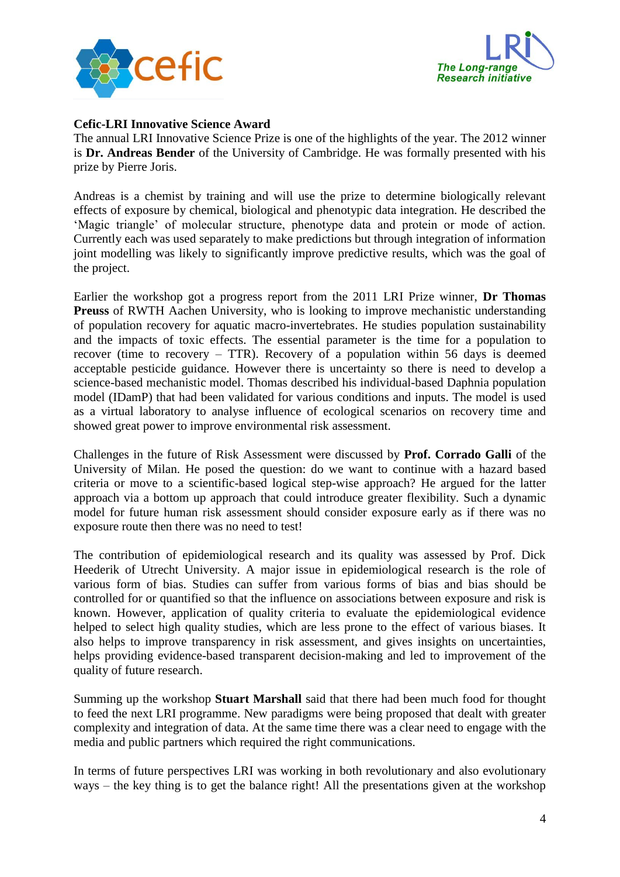**Cefic-LRI Innovative Science Award**

The annual LRI Innovative Science Prize is one of the highlights of the year. The 2012 winner is **Dr. Andreas Bender** of the University of Cambridge. He was formally presented with his prize by Pierre Joris.

Andreas is a chemist by training and will use the prize to determine biologically relevant effects of exposure by chemical, biological and phenotypic data integration. He described the 'Magic triangle' of molecular structure, phenotype data and protein or mode of action. Currently each was used separately to make predictions but through integration of information joint modelling was likely to significantly improve predictive results, which was the goal of the project.

Earlier the workshop got a progress report from the 2011 LRI Prize winner, **Dr Thomas Preuss** of RWTH Aachen University, who is looking to improve mechanistic understanding of population recovery for aquatic macro-invertebrates. He studies population sustainability and the impacts of toxic effects. The essential parameter is the time for a population to recover (time to recovery – TTR). Recovery of a population within 56 days is deemed acceptable pesticide guidance. However there is uncertainty so there is need to develop a science-based mechanistic model. Thomas described his individual-based Daphnia population model (IDamP) that had been validated for various conditions and inputs. The model is used as a virtual laboratory to analyse influence of ecological scenarios on recovery time and showed great power to improve environmental risk assessment.

Challenges in the future of Risk Assessment were discussed by **Prof. Corrado Galli** of the University of Milan. He posed the question: do we want to continue with a hazard based criteria or move to a scientific-based logical step-wise approach? He argued for the latter approach via a bottom up approach that could introduce greater flexibility. Such a dynamic model for future human risk assessment should consider exposure early as if there was no exposure route then there was no need to test!

The contribution of epidemiological research and its quality was assessed by Prof. Dick Heederik of Utrecht University. A major issue in epidemiological research is the role of various form of bias. Studies can suffer from various forms of bias and bias should be controlled for or quantified so that the influence on associations between exposure and risk is known. However, application of quality criteria to evaluate the epidemiological evidence helped to select high quality studies, which are less prone to the effect of various biases. It also helps to improve transparency in risk assessment, and gives insights on uncertainties, helps providing evidence-based transparent decision-making and led to improvement of the quality of future research.

Summing up the workshop **Stuart Marshall** said that there had been much food for thought to feed the next LRI programme. New paradigms were being proposed that dealt with greater complexity and integration of data. At the same time there was a clear need to engage with the media and public partners which required the right communications.

In terms of future perspectives LRI was working in both revolutionary and also evolutionary ways – the key thing is to get the balance right! All the presentations given at the workshop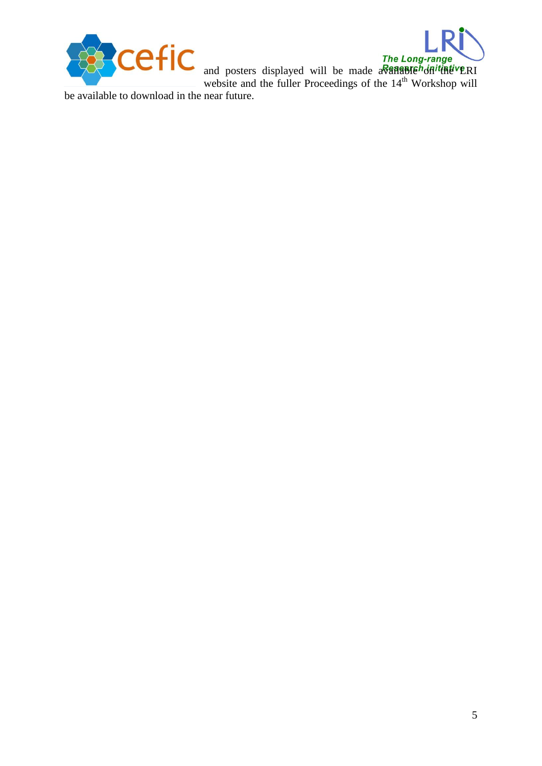and posters displayed will be made available on the LRI website and the fuller Proceedings of the 14th Workshop will be available to download in the near future.